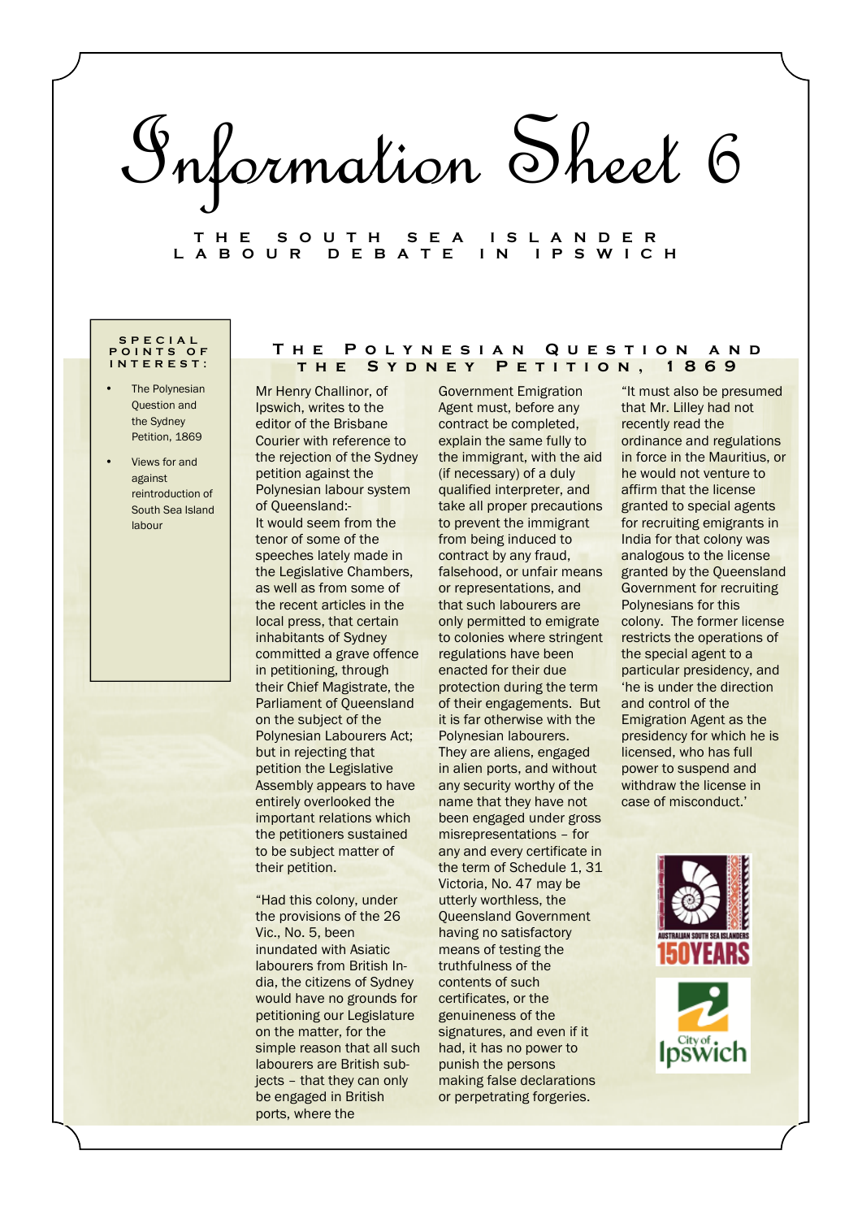# Information Sheet 6

## THE SOUTH SEA ISLANDER LABOUR DEBATE IN IPSWICH

**SPECIAL POINTS OF INTEREST:**

- The Polynesian Question and the Sydney Petition, 1869
- Views for and against reintroduction of South Sea Island labour

### The Polynesian Question and the Sydney Petition, 1869

Mr Henry Challinor, of Ipswich, writes to the editor of the Brisbane Courier with reference to the rejection of the Sydney petition against the Polynesian labour system of Queensland:-

It would seem from the tenor of some of the speeches lately made in the Legislative Chambers, as well as from some of the recent articles in the local press, that certain inhabitants of Sydney committed a grave offence in petitioning, through their Chief Magistrate, the Parliament of Queensland on the subject of the Polynesian Labourers Act; but in rejecting that petition the Legislative Assembly appears to have entirely overlooked the important relations which the petitioners sustained to be subject matter of their petition.

"Had this colony, under the provisions of the 26 Vic., No. 5, been inundated with Asiatic labourers from British India, the citizens of Sydney would have no grounds for petitioning our Legislature on the matter, for the simple reason that all such labourers are British subjects – that they can only be engaged in British ports, where the Government Emigration Agent must, before any contract be completed, explain the same fully to the immigrant, with the aid (if necessary) of a duly qualified interpreter, and take all proper precautions to prevent the immigrant from being induced to contract by any fraud, falsehood, or unfair means or representations, and that such labourers are only permitted to emigrate to colonies where stringent regulations have been enacted for their due protection during the term of their engagements. But it is far otherwise with the Polynesian labourers. They are aliens, engaged in alien ports, and without any security worthy of the name that they have not been engaged under gross misrepresentations – for any and every certificate in the term of Schedule 1, 31 Victoria, No. 47 may be utterly worthless, the Queensland Government having no satisfactory means of testing the truthfulness of the contents of such certificates, or the genuineness of the signatures, and even if it had, it has no power to punish the persons making false declarations or perpetrating forgeries.

"It must also be presumed that Mr. Lilley had not recently read the ordinance and regulations in force in the Mauritius, or he would not venture to affirm that the license granted to special agents for recruiting emigrants in India for that colony was analogous to the license granted by the Queensland Government for recruiting Polynesians for this colony. The former license restricts the operations of the special agent to a particular presidency, and 'he is under the direction and control of the Emigration Agent as the presidency for which he is licensed, who has full power to suspend and withdraw the license in case of misconduct.'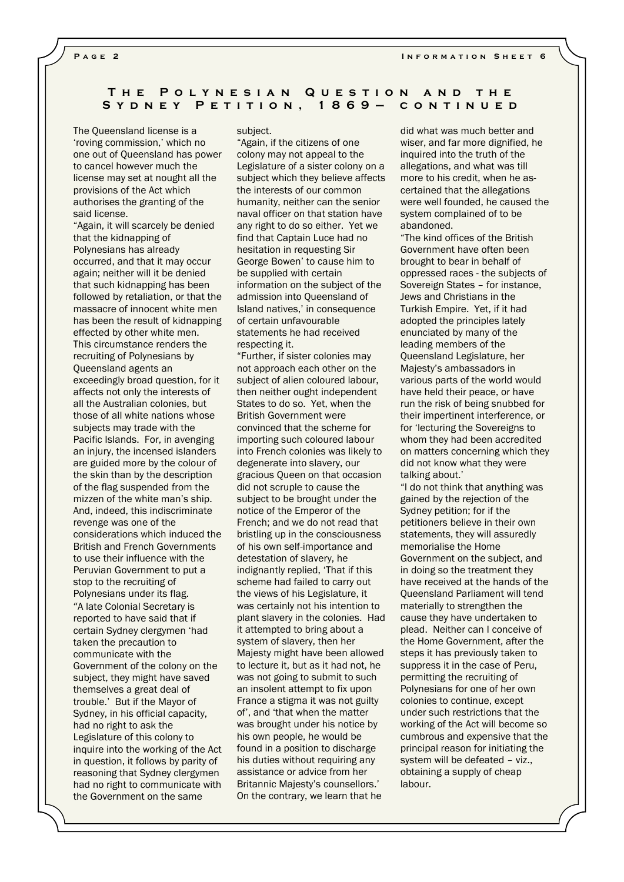## The Polynesian Question and the Sydney Petition, 1869— continued

The Queensland license is a 'roving commission,' which no one out of Queensland has power to cancel however much the license may set at nought all the provisions of the Act which authorises the granting of the said license.

"Again, it will scarcely be denied that the kidnapping of Polynesians has already occurred, and that it may occur again; neither will it be denied that such kidnapping has been followed by retaliation, or that the massacre of innocent white men has been the result of kidnapping effected by other white men. This circumstance renders the recruiting of Polynesians by Queensland agents an exceedingly broad question, for it affects not only the interests of all the Australian colonies, but those of all white nations whose subjects may trade with the Pacific Islands. For, in avenging an injury, the incensed islanders are guided more by the colour of the skin than by the description of the flag suspended from the mizzen of the white man's ship. And, indeed, this indiscriminate revenge was one of the considerations which induced the British and French Governments to use their influence with the Peruvian Government to put a stop to the recruiting of Polynesians under its flag.

"A late Colonial Secretary is reported to have said that if certain Sydney clergymen 'had taken the precaution to communicate with the Government of the colony on the subject, they might have saved themselves a great deal of trouble.' But if the Mayor of Sydney, in his official capacity, had no right to ask the Legislature of this colony to inquire into the working of the Act in question, it follows by parity of reasoning that Sydney clergymen had no right to communicate with the Government on the same subject.

"Again, if the citizens of one colony may not appeal to the Legislature of a sister colony on a subject which they believe affects the interests of our common humanity, neither can the senior naval officer on that station have any right to do so either. Yet we find that Captain Luce had no hesitation in requesting Sir George Bowen' to cause him to be supplied with certain information on the subject of the admission into Queensland of Island natives,' in consequence of certain unfavourable statements he had received respecting it.

"Further, if sister colonies may not approach each other on the subject of alien coloured labour, then neither ought independent States to do so. Yet, when the British Government were convinced that the scheme for importing such coloured labour into French colonies was likely to degenerate into slavery, our gracious Queen on that occasion did not scruple to cause the subject to be brought under the notice of the Emperor of the French; and we do not read that bristling up in the consciousness of his own self-importance and detestation of slavery, he indignantly replied, 'That if this scheme had failed to carry out the views of his Legislature, it was certainly not his intention to plant slavery in the colonies. Had it attempted to bring about a system of slavery, then her Majesty might have been allowed to lecture it, but as it had not, he was not going to submit to such an insolent attempt to fix upon France a stigma it was not guilty of', and 'that when the matter was brought under his notice by his own people, he would be found in a position to discharge his duties without requiring any assistance or advice from her Britannic Majesty's counsellors.' On the contrary, we learn that he did what was much better and wiser, and far more dignified, he inquired into the truth of the allegations, and what was till more to his credit, when he ascertained that the allegations were well founded, he caused the system complained of to be abandoned.

"The kind offices of the British Government have often been brought to bear in behalf of oppressed races - the subjects of Sovereign States – for instance, Jews and Christians in the Turkish Empire. Yet, if it had adopted the principles lately enunciated by many of the leading members of the Queensland Legislature, her Majesty's ambassadors in various parts of the world would have held their peace, or have run the risk of being snubbed for their impertinent interference, or for 'lecturing the Sovereigns to whom they had been accredited on matters concerning which they did not know what they were talking about.'

"I do not think that anything was gained by the rejection of the Sydney petition; for if the petitioners believe in their own statements, they will assuredly memorialise the Home Government on the subject, and in doing so the treatment they have received at the hands of the Queensland Parliament will tend materially to strengthen the cause they have undertaken to plead. Neither can I conceive of the Home Government, after the steps it has previously taken to suppress it in the case of Peru, permitting the recruiting of Polynesians for one of her own colonies to continue, except under such restrictions that the working of the Act will become so cumbrous and expensive that the principal reason for initiating the system will be defeated – viz., obtaining a supply of cheap labour.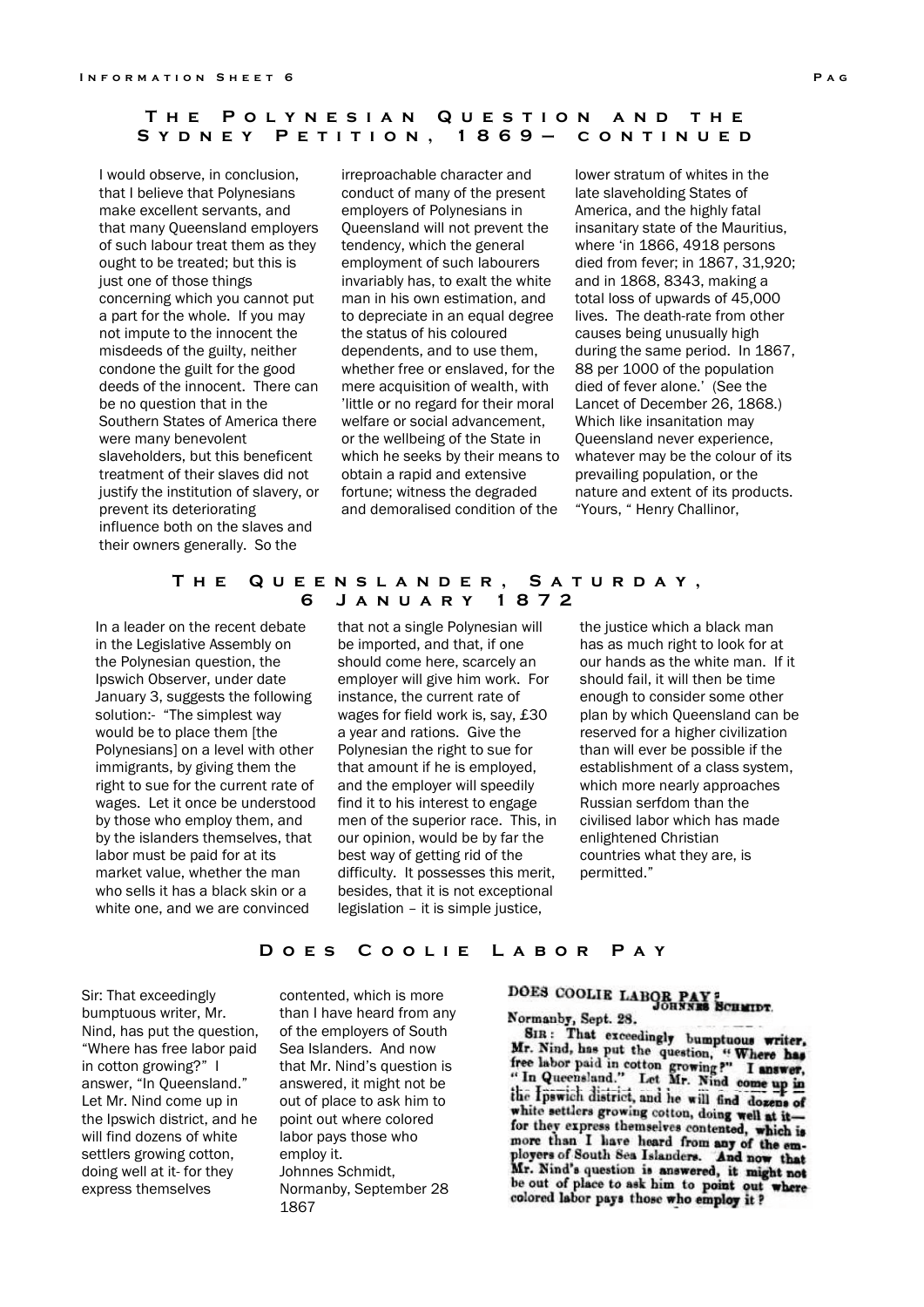## The Polynesian Question and the Sydney Petition, 1869— continued

I would observe, in conclusion, that I believe that Polynesians make excellent servants, and that many Queensland employers of such labour treat them as they ought to be treated; but this is just one of those things concerning which you cannot put a part for the whole. If you may not impute to the innocent the misdeeds of the guilty, neither condone the guilt for the good deeds of the innocent. There can be no question that in the Southern States of America there were many benevolent slaveholders, but this beneficent treatment of their slaves did not justify the institution of slavery, or prevent its deteriorating influence both on the slaves and their owners generally. So the irreproachable character and conduct of many of the present employers of Polynesians in Queensland will not prevent the tendency, which the general employment of such labourers invariably has, to exalt the white man in his own estimation, and to depreciate in an equal degree the status of his coloured dependents, and to use them, whether free or enslaved, for the mere acquisition of wealth, with 'little or no regard for their moral welfare or social advancement, or the wellbeing of the State in which he seeks by their means to obtain a rapid and extensive fortune; witness the degraded and demoralised condition of the lower stratum of whites in the late slaveholding States of America, and the highly fatal insanitary state of the Mauritius, where 'in 1866, 4918 persons died from fever; in 1867, 31,920; and in 1868, 8343, making a total loss of upwards of 45,000 lives. The death-rate from other causes being unusually high during the same period. In 1867, 88 per 1000 of the population died of fever alone.' (See the Lancet of December 26, 1868.) Which like insanitation may Queensland never experience, whatever may be the colour of its prevailing population, or the nature and extent of its products.
"Yours, " Henry Challinor,

## The Queenslander, Saturday, 6 January 1872

In a leader on the recent debate in the Legislative Assembly on the Polynesian question, the Ipswich Observer, under date January 3, suggests the following solution:- "The simplest way would be to place them [the Polynesians] on a level with other immigrants, by giving them the right to sue for the current rate of wages. Let it once be understood by those who employ them, and by the islanders themselves, that labor must be paid for at its market value, whether the man who sells it has a black skin or a white one, and we are convinced that not a single Polynesian will be imported, and that, if one should come here, scarcely an employer will give him work. For instance, the current rate of wages for field work is, say, £30 a year and rations. Give the Polynesian the right to sue for that amount if he is employed, and the employer will speedily find it to his interest to engage men of the superior race. This, in our opinion, would be by far the best way of getting rid of the difficulty. It possesses this merit, besides, that it is not exceptional legislation – it is simple justice, the justice which a black man has as much right to look for at our hands as the white man. If it should fail, it will then be time enough to consider some other plan by which Queensland can be reserved for a higher civilization than will ever be possible if the establishment of a class system, which more nearly approaches Russian serfdom than the civilised labor which has made enlightened Christian countries what they are, is permitted."

## Does Coolie Labor Pay

Sir: That exceedingly bumptuous writer, Mr. Nind, has put the question, "Where has free labor paid in cotton growing?" I answer, "In Queensland." Let Mr. Nind come up in the Ipswich district, and he will find dozens of white settlers growing cotton, doing well at it- for they express themselves contented, which is more than I have heard from any of the employers of South Sea Islanders. And now that Mr. Nind's question is answered, it might not be out of place to ask him to point out where colored labor pays those who employ it.
Johnnes Schmidt,
Normanby, September 28 1867

DOES COOLIE LABOR PAY? JOHNNES SCHMIDT.
Normanby, Sept. 28.
SIR: That exceedingly bumptuous writer, Mr. Nind, has put the question, "Where has free labor paid in cotton growing?" I answer, "In Queensland." Let Mr. Nind come up in the Ipswich district, and he will find dozens of white settlers growing cotton, doing well at it—for they express themselves contented, which is more than I have heard from any of the employers of South Sea Islanders. And now that Mr. Nind's question is answered, it might not be out of place to ask him to point out where colored labor pays those who employ it?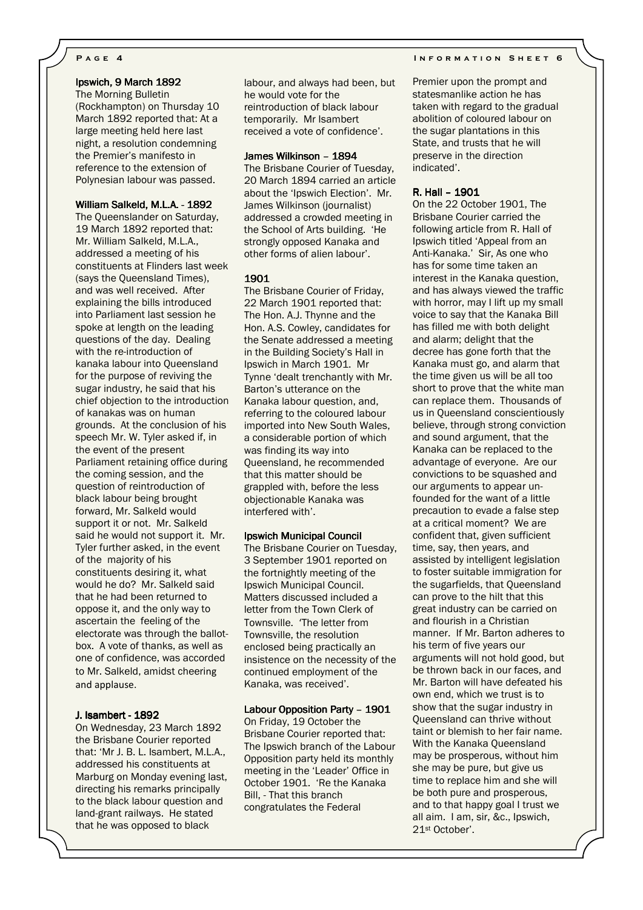### Ipswich, 9 March 1892

The Morning Bulletin (Rockhampton) on Thursday 10 March 1892 reported that: At a large meeting held here last night, a resolution condemning the Premier's manifesto in reference to the extension of Polynesian labour was passed.

### William Salkeld, M.L.A. - 1892

The Queenslander on Saturday, 19 March 1892 reported that: Mr. William Salkeld, M.L.A., addressed a meeting of his constituents at Flinders last week (says the Queensland Times), and was well received. After explaining the bills introduced into Parliament last session he spoke at length on the leading questions of the day. Dealing with the re-introduction of kanaka labour into Queensland for the purpose of reviving the sugar industry, he said that his chief objection to the introduction of kanakas was on human grounds. At the conclusion of his speech Mr. W. Tyler asked if, in the event of the present Parliament retaining office during the coming session, and the question of reintroduction of black labour being brought forward, Mr. Salkeld would support it or not. Mr. Salkeld said he would not support it. Mr. Tyler further asked, in the event of the majority of his constituents desiring it, what would he do? Mr. Salkeld said that he had been returned to oppose it, and the only way to ascertain the feeling of the electorate was through the ballot-box. A vote of thanks, as well as one of confidence, was accorded to Mr. Salkeld, amidst cheering and applause.

### J. Isambert - 1892

On Wednesday, 23 March 1892 the Brisbane Courier reported that: 'Mr J. B. L. Isambert, M.L.A., addressed his constituents at Marburg on Monday evening last, directing his remarks principally to the black labour question and land-grant railways. He stated that he was opposed to black labour, and always had been, but he would vote for the reintroduction of black labour temporarily. Mr Isambert received a vote of confidence'.

### James Wilkinson – 1894

The Brisbane Courier of Tuesday, 20 March 1894 carried an article about the 'Ipswich Election'. Mr. James Wilkinson (journalist) addressed a crowded meeting in the School of Arts building. 'He strongly opposed Kanaka and other forms of alien labour'.

### 1901

The Brisbane Courier of Friday, 22 March 1901 reported that: The Hon. A.J. Thynne and the Hon. A.S. Cowley, candidates for the Senate addressed a meeting in the Building Society's Hall in Ipswich in March 1901. Mr Tynne 'dealt trenchantly with Mr. Barton's utterance on the Kanaka labour question, and, referring to the coloured labour imported into New South Wales, a considerable portion of which was finding its way into Queensland, he recommended that this matter should be grappled with, before the less objectionable Kanaka was interfered with'.

### Ipswich Municipal Council

The Brisbane Courier on Tuesday, 3 September 1901 reported on the fortnightly meeting of the Ipswich Municipal Council. Matters discussed included a letter from the Town Clerk of Townsville. 'The letter from Townsville, the resolution enclosed being practically an insistence on the necessity of the continued employment of the Kanaka, was received'.

### Labour Opposition Party – 1901

On Friday, 19 October the Brisbane Courier reported that: The Ipswich branch of the Labour Opposition party held its monthly meeting in the 'Leader' Office in October 1901. 'Re the Kanaka Bill, - That this branch congratulates the Federal Premier upon the prompt and statesmanlike action he has taken with regard to the gradual abolition of coloured labour on the sugar plantations in this State, and trusts that he will preserve in the direction indicated'.

### R. Hall – 1901

On the 22 October 1901, The Brisbane Courier carried the following article from R. Hall of Ipswich titled 'Appeal from an Anti-Kanaka.' Sir, As one who has for some time taken an interest in the Kanaka question, and has always viewed the traffic with horror, may I lift up my small voice to say that the Kanaka Bill has filled me with both delight and alarm; delight that the decree has gone forth that the Kanaka must go, and alarm that the time given us will be all too short to prove that the white man can replace them. Thousands of us in Queensland conscientiously believe, through strong conviction and sound argument, that the Kanaka can be replaced to the advantage of everyone. Are our convictions to be squashed and our arguments to appear un-founded for the want of a little precaution to evade a false step at a critical moment? We are confident that, given sufficient time, say, then years, and assisted by intelligent legislation to foster suitable immigration for the sugarfields, that Queensland can prove to the hilt that this great industry can be carried on and flourish in a Christian manner. If Mr. Barton adheres to his term of five years our arguments will not hold good, but be thrown back in our faces, and Mr. Barton will have defeated his own end, which we trust is to show that the sugar industry in Queensland can thrive without taint or blemish to her fair name. With the Kanaka Queensland may be prosperous, without him she may be pure, but give us time to replace him and she will be both pure and prosperous, and to that happy goal I trust we all aim. I am, sir, &c., Ipswich, 21st October'.